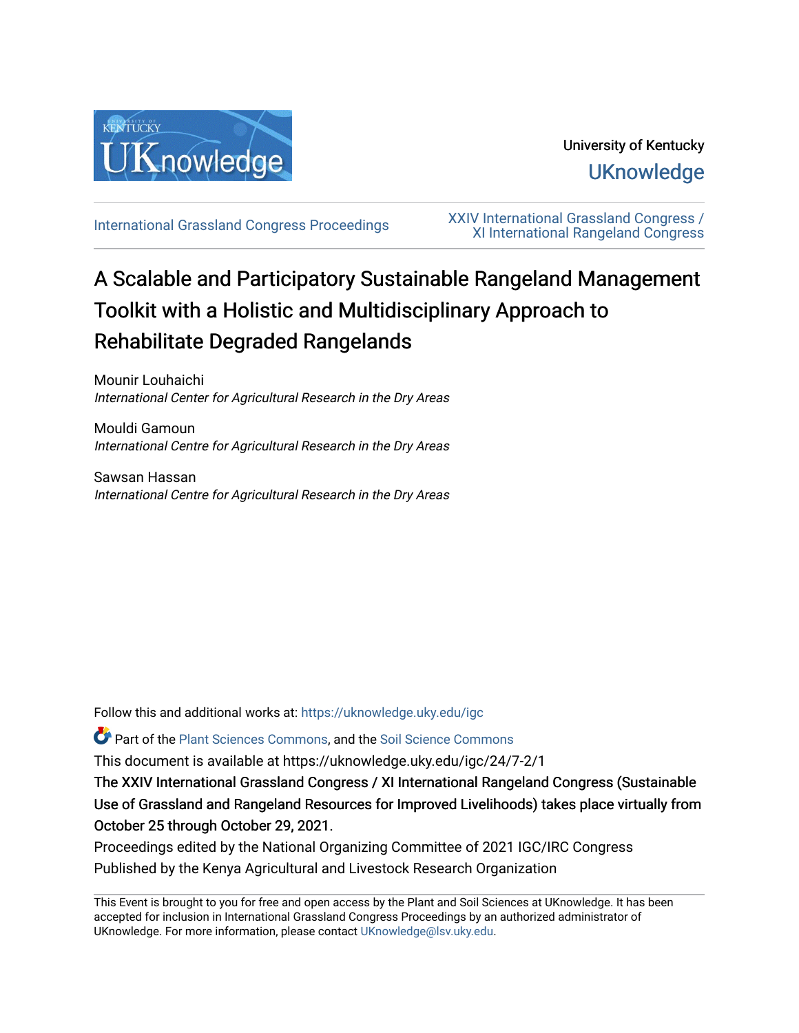University of Kentucky

UKnowledge

International Grassland Congress Proceedings

XXIV International Grassland Congress / XI International Rangeland Congress

# A Scalable and Participatory Sustainable Rangeland Management Toolkit with a Holistic and Multidisciplinary Approach to Rehabilitate Degraded Rangelands

Mounir Louhaichi
*International Center for Agricultural Research in the Dry Areas*

Mouldi Gamoun
*International Centre for Agricultural Research in the Dry Areas*

Sawsan Hassan
*International Centre for Agricultural Research in the Dry Areas*

Follow this and additional works at: https://uknowledge.uky.edu/igc

Part of the Plant Sciences Commons, and the Soil Science Commons

This document is available at https://uknowledge.uky.edu/igc/24/7-2/1

**The XXIV International Grassland Congress / XI International Rangeland Congress (Sustainable Use of Grassland and Rangeland Resources for Improved Livelihoods) takes place virtually from October 25 through October 29, 2021.**

Proceedings edited by the National Organizing Committee of 2021 IGC/IRC Congress

Published by the Kenya Agricultural and Livestock Research Organization

This Event is brought to you for free and open access by the Plant and Soil Sciences at UKnowledge. It has been accepted for inclusion in International Grassland Congress Proceedings by an authorized administrator of UKnowledge. For more information, please contact UKnowledge@lsv.uky.edu.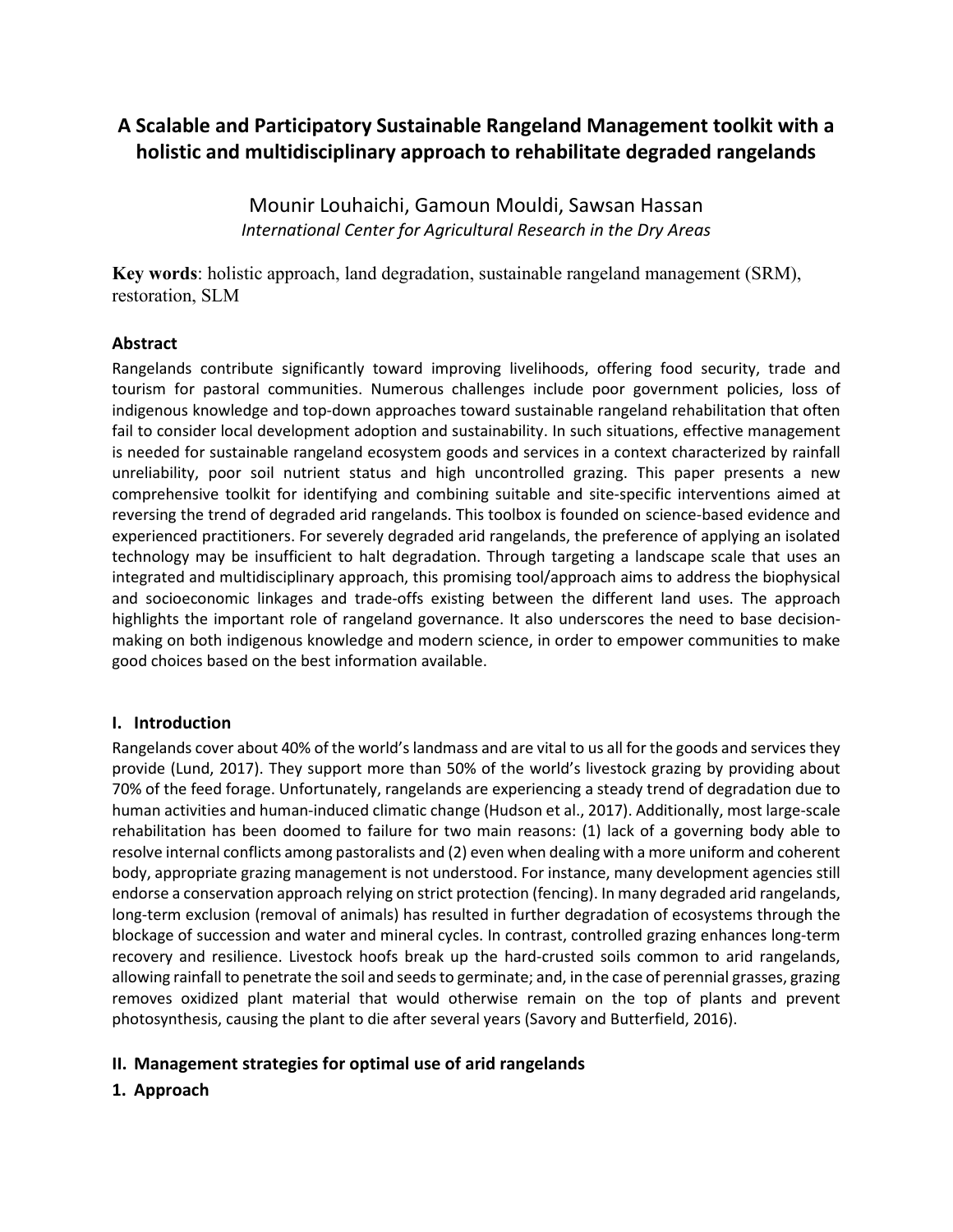# A Scalable and Participatory Sustainable Rangeland Management toolkit with a holistic and multidisciplinary approach to rehabilitate degraded rangelands

Mounir Louhaichi, Gamoun Mouldi, Sawsan Hassan

*International Center for Agricultural Research in the Dry Areas*

**Key words**: holistic approach, land degradation, sustainable rangeland management (SRM), restoration, SLM

## Abstract

Rangelands contribute significantly toward improving livelihoods, offering food security, trade and tourism for pastoral communities. Numerous challenges include poor government policies, loss of indigenous knowledge and top-down approaches toward sustainable rangeland rehabilitation that often fail to consider local development adoption and sustainability. In such situations, effective management is needed for sustainable rangeland ecosystem goods and services in a context characterized by rainfall unreliability, poor soil nutrient status and high uncontrolled grazing. This paper presents a new comprehensive toolkit for identifying and combining suitable and site-specific interventions aimed at reversing the trend of degraded arid rangelands. This toolbox is founded on science-based evidence and experienced practitioners. For severely degraded arid rangelands, the preference of applying an isolated technology may be insufficient to halt degradation. Through targeting a landscape scale that uses an integrated and multidisciplinary approach, this promising tool/approach aims to address the biophysical and socioeconomic linkages and trade-offs existing between the different land uses. The approach highlights the important role of rangeland governance. It also underscores the need to base decision-making on both indigenous knowledge and modern science, in order to empower communities to make good choices based on the best information available.

## I. Introduction

Rangelands cover about 40% of the world's landmass and are vital to us all for the goods and services they provide (Lund, 2017). They support more than 50% of the world's livestock grazing by providing about 70% of the feed forage. Unfortunately, rangelands are experiencing a steady trend of degradation due to human activities and human-induced climatic change (Hudson et al., 2017). Additionally, most large-scale rehabilitation has been doomed to failure for two main reasons: (1) lack of a governing body able to resolve internal conflicts among pastoralists and (2) even when dealing with a more uniform and coherent body, appropriate grazing management is not understood. For instance, many development agencies still endorse a conservation approach relying on strict protection (fencing). In many degraded arid rangelands, long-term exclusion (removal of animals) has resulted in further degradation of ecosystems through the blockage of succession and water and mineral cycles. In contrast, controlled grazing enhances long-term recovery and resilience. Livestock hoofs break up the hard-crusted soils common to arid rangelands, allowing rainfall to penetrate the soil and seeds to germinate; and, in the case of perennial grasses, grazing removes oxidized plant material that would otherwise remain on the top of plants and prevent photosynthesis, causing the plant to die after several years (Savory and Butterfield, 2016).

## II. Management strategies for optimal use of arid rangelands

### 1. Approach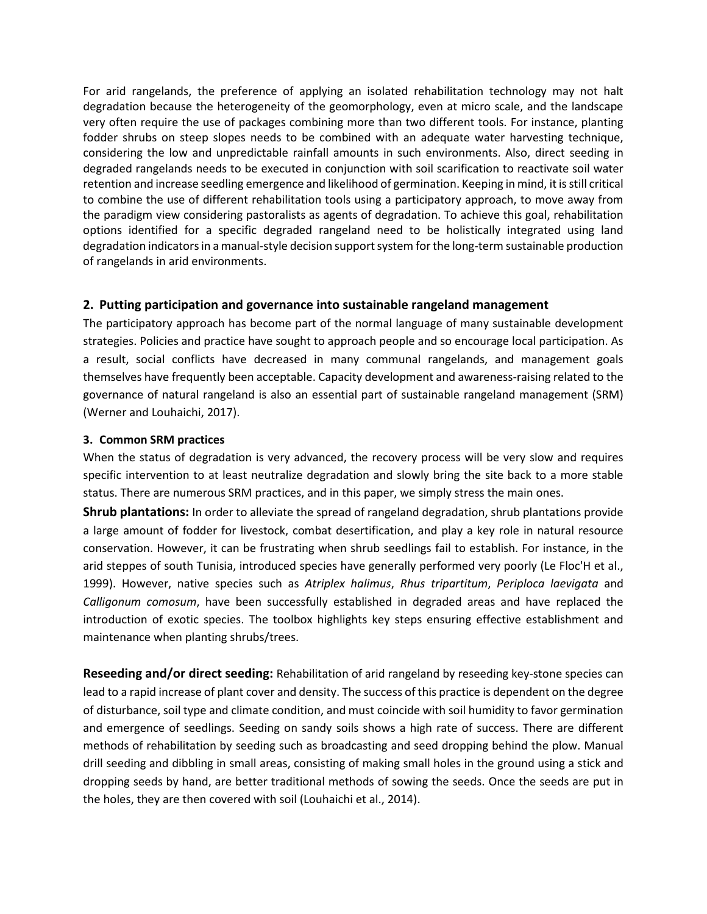For arid rangelands, the preference of applying an isolated rehabilitation technology may not halt degradation because the heterogeneity of the geomorphology, even at micro scale, and the landscape very often require the use of packages combining more than two different tools. For instance, planting fodder shrubs on steep slopes needs to be combined with an adequate water harvesting technique, considering the low and unpredictable rainfall amounts in such environments. Also, direct seeding in degraded rangelands needs to be executed in conjunction with soil scarification to reactivate soil water retention and increase seedling emergence and likelihood of germination. Keeping in mind, it is still critical to combine the use of different rehabilitation tools using a participatory approach, to move away from the paradigm view considering pastoralists as agents of degradation. To achieve this goal, rehabilitation options identified for a specific degraded rangeland need to be holistically integrated using land degradation indicators in a manual-style decision support system for the long-term sustainable production of rangelands in arid environments.

## 2. Putting participation and governance into sustainable rangeland management

The participatory approach has become part of the normal language of many sustainable development strategies. Policies and practice have sought to approach people and so encourage local participation. As a result, social conflicts have decreased in many communal rangelands, and management goals themselves have frequently been acceptable. Capacity development and awareness-raising related to the governance of natural rangeland is also an essential part of sustainable rangeland management (SRM) (Werner and Louhaichi, 2017).

### 3. Common SRM practices

When the status of degradation is very advanced, the recovery process will be very slow and requires specific intervention to at least neutralize degradation and slowly bring the site back to a more stable status. There are numerous SRM practices, and in this paper, we simply stress the main ones.

**Shrub plantations:** In order to alleviate the spread of rangeland degradation, shrub plantations provide a large amount of fodder for livestock, combat desertification, and play a key role in natural resource conservation. However, it can be frustrating when shrub seedlings fail to establish. For instance, in the arid steppes of south Tunisia, introduced species have generally performed very poorly (Le Floc'H et al., 1999). However, native species such as *Atriplex halimus*, *Rhus tripartitum*, *Periploca laevigata* and *Calligonum comosum*, have been successfully established in degraded areas and have replaced the introduction of exotic species. The toolbox highlights key steps ensuring effective establishment and maintenance when planting shrubs/trees.

**Reseeding and/or direct seeding:** Rehabilitation of arid rangeland by reseeding key-stone species can lead to a rapid increase of plant cover and density. The success of this practice is dependent on the degree of disturbance, soil type and climate condition, and must coincide with soil humidity to favor germination and emergence of seedlings. Seeding on sandy soils shows a high rate of success. There are different methods of rehabilitation by seeding such as broadcasting and seed dropping behind the plow. Manual drill seeding and dibbling in small areas, consisting of making small holes in the ground using a stick and dropping seeds by hand, are better traditional methods of sowing the seeds. Once the seeds are put in the holes, they are then covered with soil (Louhaichi et al., 2014).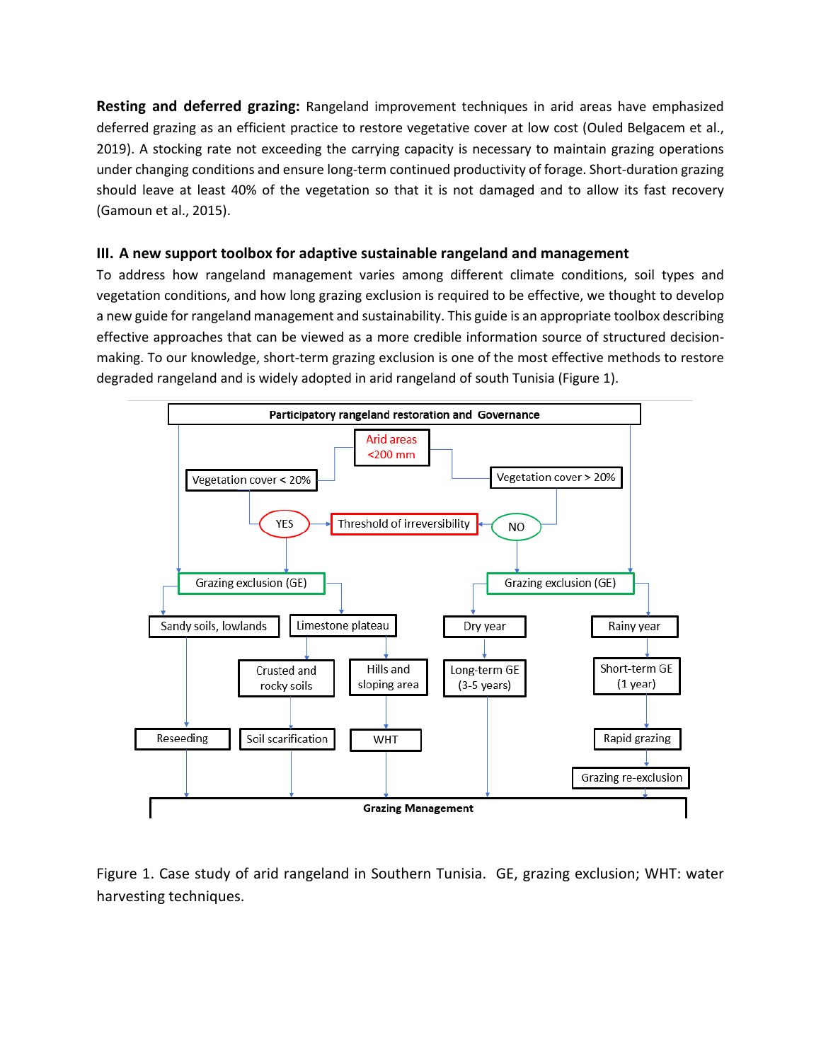**Resting and deferred grazing:** Rangeland improvement techniques in arid areas have emphasized deferred grazing as an efficient practice to restore vegetative cover at low cost (Ouled Belgacem et al., 2019). A stocking rate not exceeding the carrying capacity is necessary to maintain grazing operations under changing conditions and ensure long-term continued productivity of forage. Short-duration grazing should leave at least 40% of the vegetation so that it is not damaged and to allow its fast recovery (Gamoun et al., 2015).

### III. A new support toolbox for adaptive sustainable rangeland and management

To address how rangeland management varies among different climate conditions, soil types and vegetation conditions, and how long grazing exclusion is required to be effective, we thought to develop a new guide for rangeland management and sustainability. This guide is an appropriate toolbox describing effective approaches that can be viewed as a more credible information source of structured decision-making. To our knowledge, short-term grazing exclusion is one of the most effective methods to restore degraded rangeland and is widely adopted in arid rangeland of south Tunisia (Figure 1).

**Participatory rangeland restoration and Governance**

- Arid areas <200 mm
  - Vegetation cover < 20% → YES → Threshold of irreversibility
    - Grazing exclusion (GE)
      - Sandy soils, lowlands → Reseeding
      - Limestone plateau
        - Crusted and rocky soils → Soil scarification
        - Hills and sloping area → WHT
  - Vegetation cover > 20% → NO → Threshold of irreversibility
    - Grazing exclusion (GE)
      - Dry year → Long-term GE (3-5 years)
      - Rainy year → Short-term GE (1 year) → Rapid grazing → Grazing re-exclusion

**Grazing Management**

Figure 1. Case study of arid rangeland in Southern Tunisia. GE, grazing exclusion; WHT: water harvesting techniques.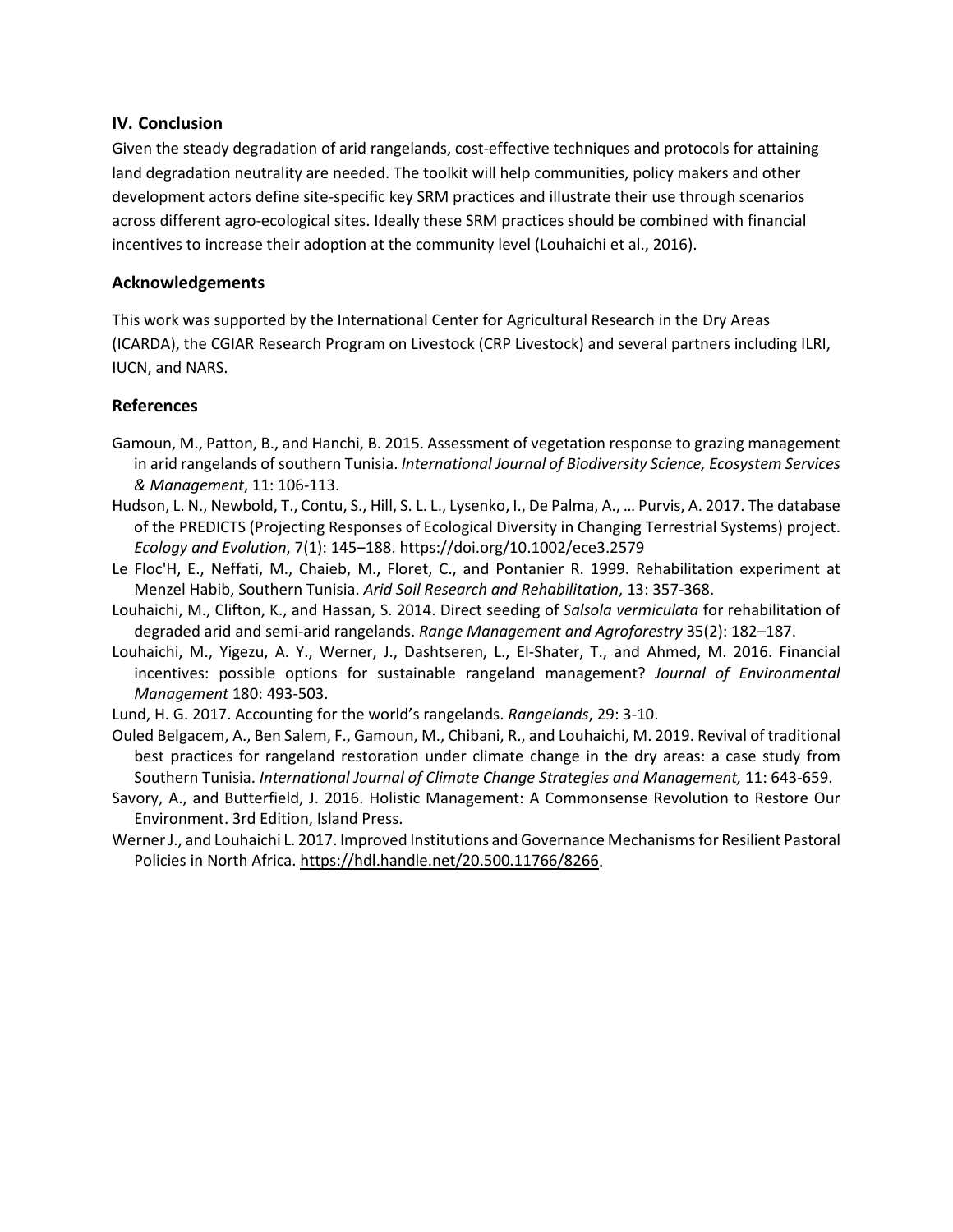## IV. Conclusion

Given the steady degradation of arid rangelands, cost-effective techniques and protocols for attaining land degradation neutrality are needed. The toolkit will help communities, policy makers and other development actors define site-specific key SRM practices and illustrate their use through scenarios across different agro-ecological sites. Ideally these SRM practices should be combined with financial incentives to increase their adoption at the community level (Louhaichi et al., 2016).

## Acknowledgements

This work was supported by the International Center for Agricultural Research in the Dry Areas (ICARDA), the CGIAR Research Program on Livestock (CRP Livestock) and several partners including ILRI, IUCN, and NARS.

## References

Gamoun, M., Patton, B., and Hanchi, B. 2015. Assessment of vegetation response to grazing management in arid rangelands of southern Tunisia. *International Journal of Biodiversity Science, Ecosystem Services & Management*, 11: 106-113.

Hudson, L. N., Newbold, T., Contu, S., Hill, S. L. L., Lysenko, I., De Palma, A., … Purvis, A. 2017. The database of the PREDICTS (Projecting Responses of Ecological Diversity in Changing Terrestrial Systems) project. *Ecology and Evolution*, 7(1): 145–188. https://doi.org/10.1002/ece3.2579

Le Floc'H, E., Neffati, M., Chaieb, M., Floret, C., and Pontanier R. 1999. Rehabilitation experiment at Menzel Habib, Southern Tunisia. *Arid Soil Research and Rehabilitation*, 13: 357-368.

Louhaichi, M., Clifton, K., and Hassan, S. 2014. Direct seeding of *Salsola vermiculata* for rehabilitation of degraded arid and semi-arid rangelands. *Range Management and Agroforestry* 35(2): 182–187.

Louhaichi, M., Yigezu, A. Y., Werner, J., Dashtseren, L., El-Shater, T., and Ahmed, M. 2016. Financial incentives: possible options for sustainable rangeland management? *Journal of Environmental Management* 180: 493-503.

Lund, H. G. 2017. Accounting for the world's rangelands. *Rangelands*, 29: 3-10.

Ouled Belgacem, A., Ben Salem, F., Gamoun, M., Chibani, R., and Louhaichi, M. 2019. Revival of traditional best practices for rangeland restoration under climate change in the dry areas: a case study from Southern Tunisia. *International Journal of Climate Change Strategies and Management,* 11: 643-659.

Savory, A., and Butterfield, J. 2016. Holistic Management: A Commonsense Revolution to Restore Our Environment. 3rd Edition, Island Press.

Werner J., and Louhaichi L. 2017. Improved Institutions and Governance Mechanisms for Resilient Pastoral Policies in North Africa. https://hdl.handle.net/20.500.11766/8266.